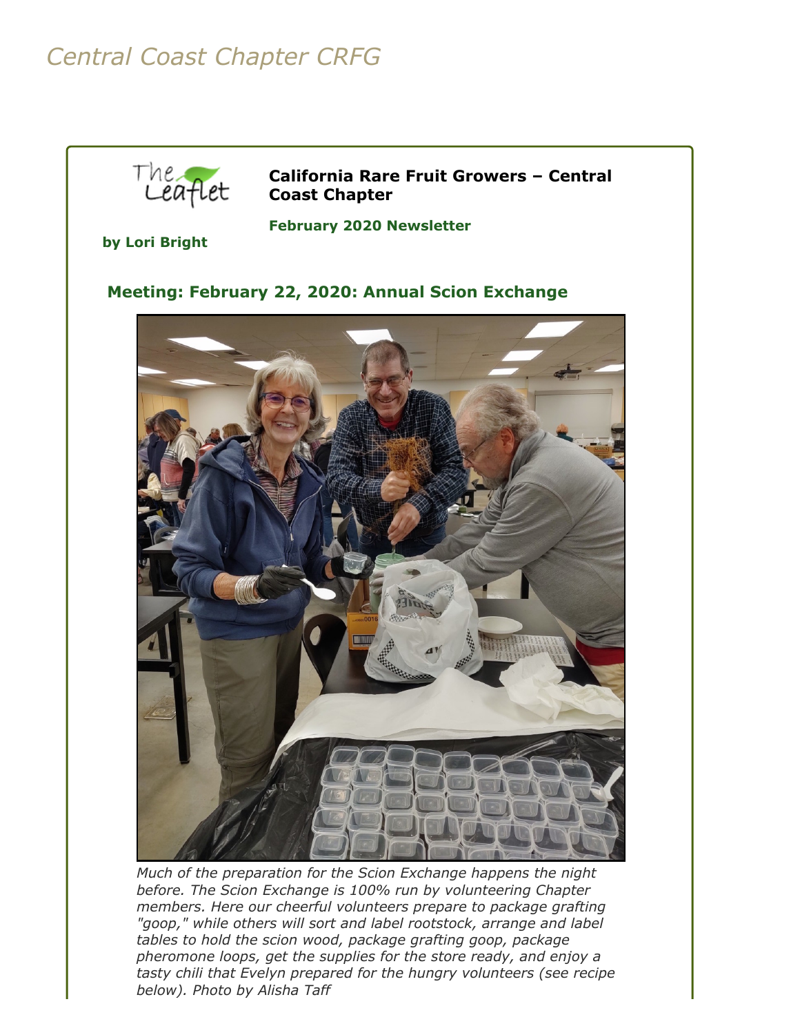# Central Coast Chapter CRFG

**California Rare Fruit Growers – Central Coast Chapter**

**February 2020 Newsletter**

**by Lori Bright**

## Meeting: February 22, 2020: Annual Scion Exchange

*Much of the preparation for the Scion Exchange happens the night before. The Scion Exchange is 100% run by volunteering Chapter members. Here our cheerful volunteers prepare to package grafting "goop," while others will sort and label rootstock, arrange and label tables to hold the scion wood, package grafting goop, package pheromone loops, get the supplies for the store ready, and enjoy a tasty chili that Evelyn prepared for the hungry volunteers (see recipe below). Photo by Alisha Taff*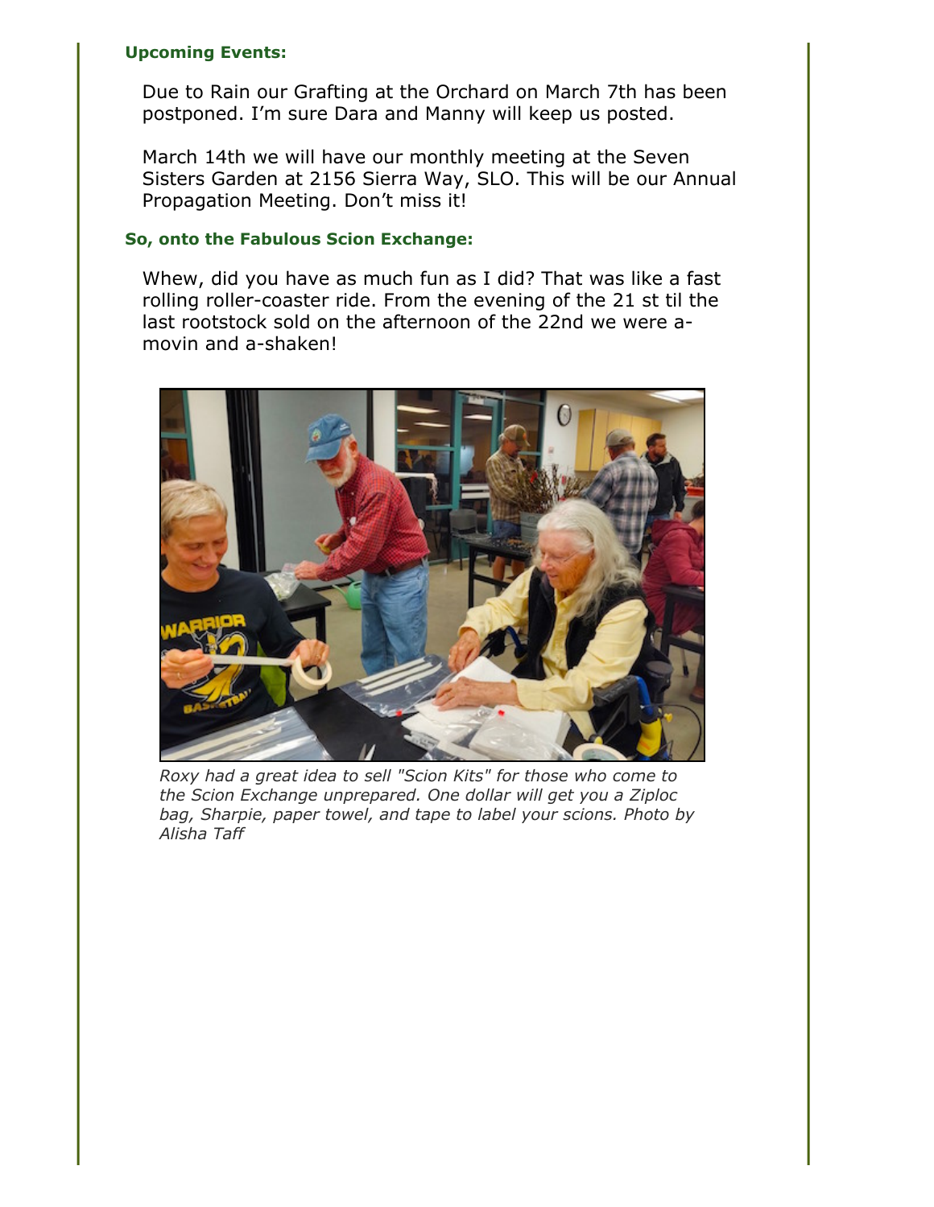**Upcoming Events:**

Due to Rain our Grafting at the Orchard on March 7th has been postponed. I'm sure Dara and Manny will keep us posted.

March 14th we will have our monthly meeting at the Seven Sisters Garden at 2156 Sierra Way, SLO. This will be our Annual Propagation Meeting. Don't miss it!

**So, onto the Fabulous Scion Exchange:**

Whew, did you have as much fun as I did? That was like a fast rolling roller-coaster ride. From the evening of the 21 st til the last rootstock sold on the afternoon of the 22nd we were a-movin and a-shaken!

*Roxy had a great idea to sell "Scion Kits" for those who come to the Scion Exchange unprepared. One dollar will get you a Ziploc bag, Sharpie, paper towel, and tape to label your scions. Photo by Alisha Taff*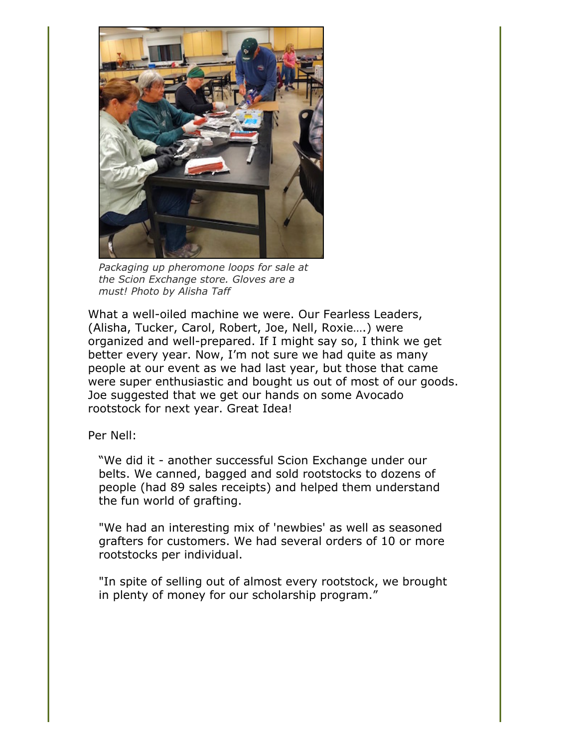*Packaging up pheromone loops for sale at the Scion Exchange store. Gloves are a must! Photo by Alisha Taff*

What a well-oiled machine we were. Our Fearless Leaders, (Alisha, Tucker, Carol, Robert, Joe, Nell, Roxie….) were organized and well-prepared. If I might say so, I think we get better every year. Now, I'm not sure we had quite as many people at our event as we had last year, but those that came were super enthusiastic and bought us out of most of our goods. Joe suggested that we get our hands on some Avocado rootstock for next year. Great Idea!

Per Nell:

> "We did it - another successful Scion Exchange under our belts. We canned, bagged and sold rootstocks to dozens of people (had 89 sales receipts) and helped them understand the fun world of grafting.
>
> "We had an interesting mix of 'newbies' as well as seasoned grafters for customers. We had several orders of 10 or more rootstocks per individual.
>
> "In spite of selling out of almost every rootstock, we brought in plenty of money for our scholarship program."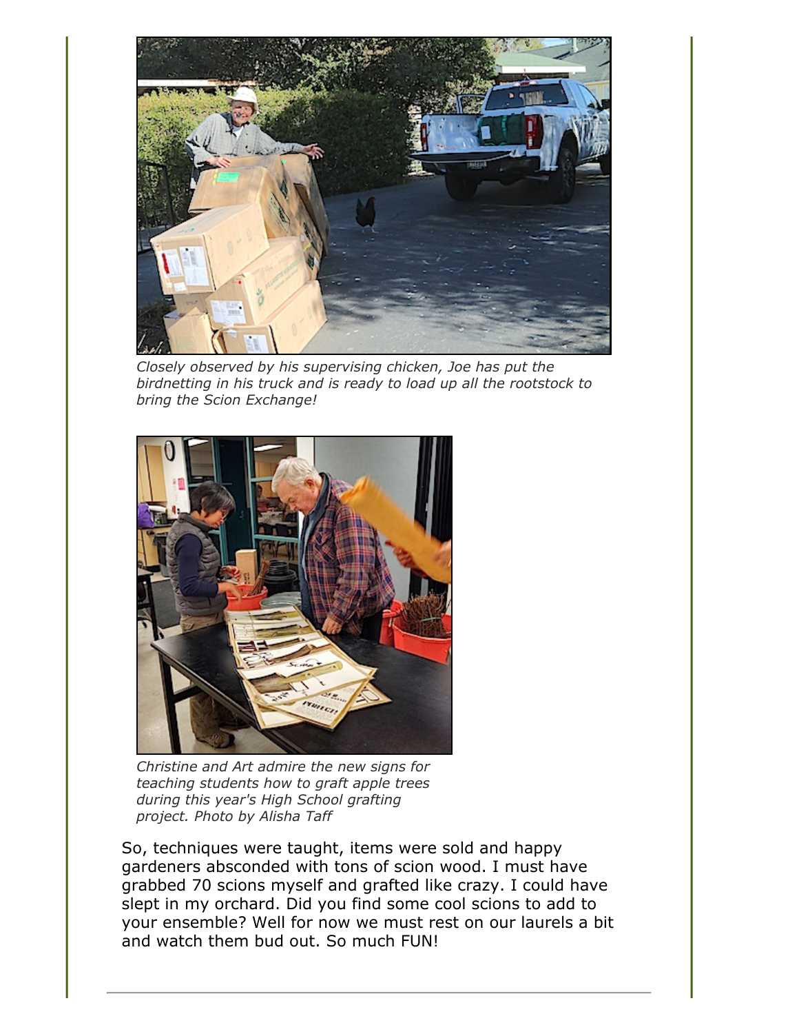*Closely observed by his supervising chicken, Joe has put the birdnetting in his truck and is ready to load up all the rootstock to bring the Scion Exchange!*

*Christine and Art admire the new signs for teaching students how to graft apple trees during this year's High School grafting project. Photo by Alisha Taff*

So, techniques were taught, items were sold and happy gardeners absconded with tons of scion wood. I must have grabbed 70 scions myself and grafted like crazy. I could have slept in my orchard. Did you find some cool scions to add to your ensemble? Well for now we must rest on our laurels a bit and watch them bud out. So much FUN!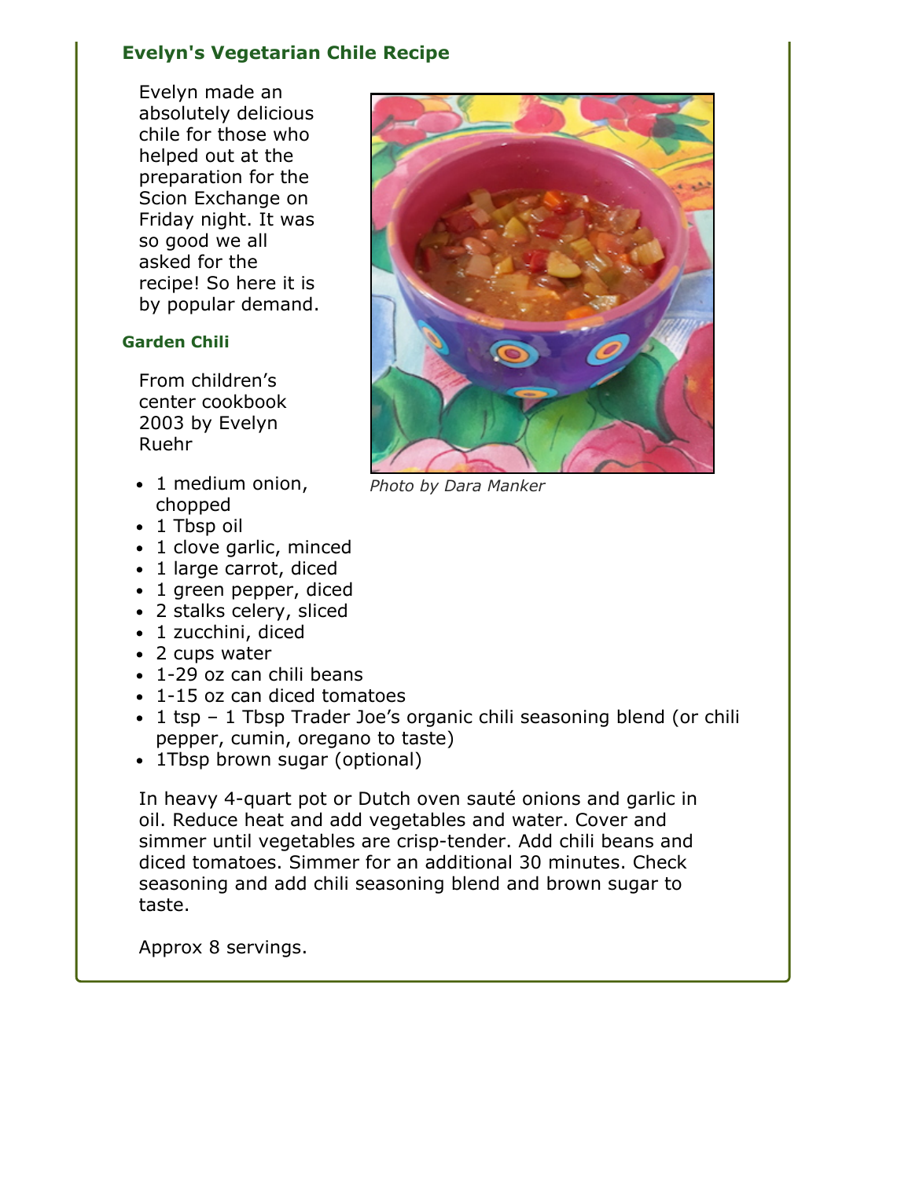### Evelyn's Vegetarian Chile Recipe

Evelyn made an absolutely delicious chile for those who helped out at the preparation for the Scion Exchange on Friday night. It was so good we all asked for the recipe! So here it is by popular demand.

*Photo by Dara Manker*

#### Garden Chili

From children's center cookbook 2003 by Evelyn Ruehr

- 1 medium onion, chopped
- 1 Tbsp oil
- 1 clove garlic, minced
- 1 large carrot, diced
- 1 green pepper, diced
- 2 stalks celery, sliced
- 1 zucchini, diced
- 2 cups water
- 1-29 oz can chili beans
- 1-15 oz can diced tomatoes
- 1 tsp – 1 Tbsp Trader Joe's organic chili seasoning blend (or chili pepper, cumin, oregano to taste)
- 1Tbsp brown sugar (optional)

In heavy 4-quart pot or Dutch oven sauté onions and garlic in oil. Reduce heat and add vegetables and water. Cover and simmer until vegetables are crisp-tender. Add chili beans and diced tomatoes. Simmer for an additional 30 minutes. Check seasoning and add chili seasoning blend and brown sugar to taste.

Approx 8 servings.